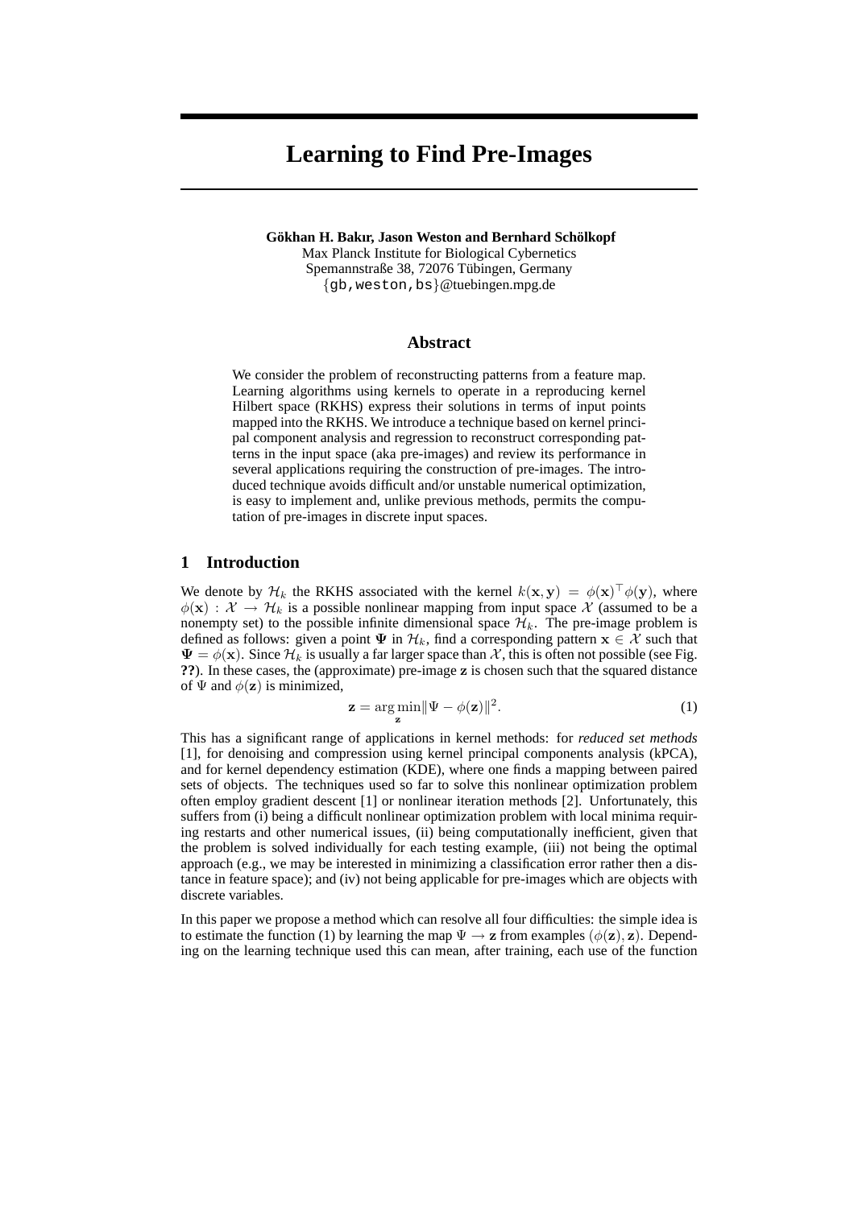# Learning to Find Pre-Images

**Gökhan H. Bakır, Jason Weston and Bernhard Schölkopf**
Max Planck Institute for Biological Cybernetics
Spemannstraße 38, 72076 Tübingen, Germany
{gb,weston,bs}@tuebingen.mpg.de

## Abstract

We consider the problem of reconstructing patterns from a feature map. Learning algorithms using kernels to operate in a reproducing kernel Hilbert space (RKHS) express their solutions in terms of input points mapped into the RKHS. We introduce a technique based on kernel principal component analysis and regression to reconstruct corresponding patterns in the input space (aka pre-images) and review its performance in several applications requiring the construction of pre-images. The introduced technique avoids difficult and/or unstable numerical optimization, is easy to implement and, unlike previous methods, permits the computation of pre-images in discrete input spaces.

## 1 Introduction

We denote by $\mathcal{H}_k$ the RKHS associated with the kernel $k(\mathbf{x}, \mathbf{y}) = \phi(\mathbf{x})^\top \phi(\mathbf{y})$, where $\phi(\mathbf{x}) : \mathcal{X} \rightarrow \mathcal{H}_k$ is a possible nonlinear mapping from input space $\mathcal{X}$ (assumed to be a nonempty set) to the possible infinite dimensional space $\mathcal{H}_k$. The pre-image problem is defined as follows: given a point $\mathbf{\Psi}$ in $\mathcal{H}_k$, find a corresponding pattern $\mathbf{x} \in \mathcal{X}$ such that $\mathbf{\Psi} = \phi(\mathbf{x})$. Since $\mathcal{H}_k$ is usually a far larger space than $\mathcal{X}$, this is often not possible (see Fig. **??**). In these cases, the (approximate) pre-image $\mathbf{z}$ is chosen such that the squared distance of $\Psi$ and $\phi(\mathbf{z})$ is minimized,

$$\mathbf{z} = \arg\min_{\mathbf{z}} \|\Psi - \phi(\mathbf{z})\|^2. \tag{1}$$

This has a significant range of applications in kernel methods: for *reduced set methods* [1], for denoising and compression using kernel principal components analysis (kPCA), and for kernel dependency estimation (KDE), where one finds a mapping between paired sets of objects. The techniques used so far to solve this nonlinear optimization problem often employ gradient descent [1] or nonlinear iteration methods [2]. Unfortunately, this suffers from (i) being a difficult nonlinear optimization problem with local minima requiring restarts and other numerical issues, (ii) being computationally inefficient, given that the problem is solved individually for each testing example, (iii) not being the optimal approach (e.g., we may be interested in minimizing a classification error rather then a distance in feature space); and (iv) not being applicable for pre-images which are objects with discrete variables.

In this paper we propose a method which can resolve all four difficulties: the simple idea is to estimate the function (1) by learning the map $\Psi \rightarrow \mathbf{z}$ from examples $(\phi(\mathbf{z}), \mathbf{z})$. Depending on the learning technique used this can mean, after training, each use of the function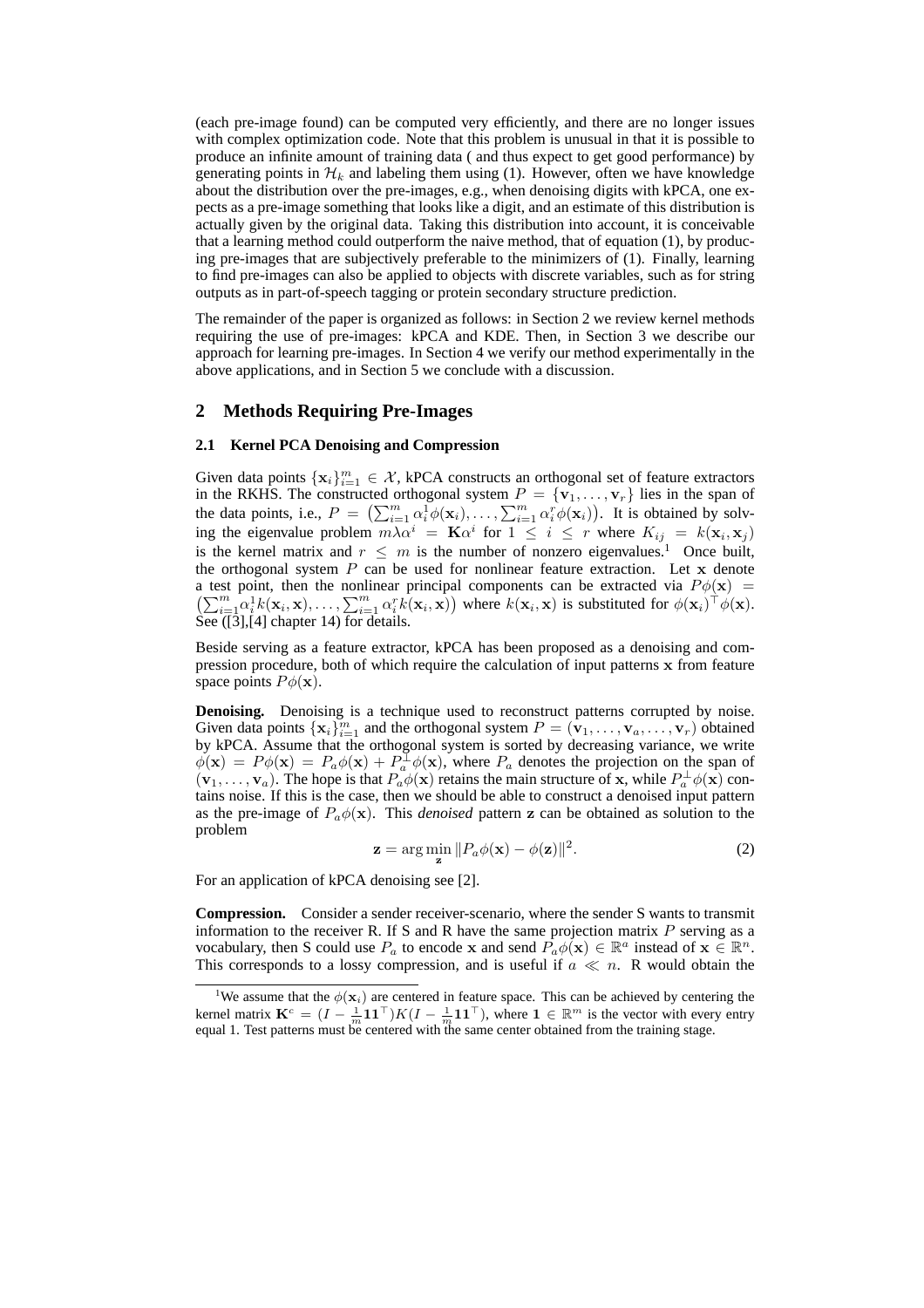(each pre-image found) can be computed very efficiently, and there are no longer issues with complex optimization code. Note that this problem is unusual in that it is possible to produce an infinite amount of training data ( and thus expect to get good performance) by generating points in $\mathcal{H}_k$ and labeling them using (1). However, often we have knowledge about the distribution over the pre-images, e.g., when denoising digits with kPCA, one expects as a pre-image something that looks like a digit, and an estimate of this distribution is actually given by the original data. Taking this distribution into account, it is conceivable that a learning method could outperform the naive method, that of equation (1), by producing pre-images that are subjectively preferable to the minimizers of (1). Finally, learning to find pre-images can also be applied to objects with discrete variables, such as for string outputs as in part-of-speech tagging or protein secondary structure prediction.

The remainder of the paper is organized as follows: in Section 2 we review kernel methods requiring the use of pre-images: kPCA and KDE. Then, in Section 3 we describe our approach for learning pre-images. In Section 4 we verify our method experimentally in the above applications, and in Section 5 we conclude with a discussion.

## 2 Methods Requiring Pre-Images

### 2.1 Kernel PCA Denoising and Compression

Given data points $\{\mathbf{x}_i\}_{i=1}^m \in \mathcal{X}$, kPCA constructs an orthogonal set of feature extractors in the RKHS. The constructed orthogonal system $P = \{\mathbf{v}_1, \ldots, \mathbf{v}_r\}$ lies in the span of the data points, i.e., $P = \left(\sum_{i=1}^m \alpha_i^1 \phi(\mathbf{x}_i), \ldots, \sum_{i=1}^m \alpha_i^r \phi(\mathbf{x}_i)\right)$. It is obtained by solving the eigenvalue problem $m\lambda\alpha^i = \mathbf{K}\alpha^i$ for $1 \leq i \leq r$ where $K_{ij} = k(\mathbf{x}_i, \mathbf{x}_j)$ is the kernel matrix and $r \leq m$ is the number of nonzero eigenvalues.[1] Once built, the orthogonal system $P$ can be used for nonlinear feature extraction. Let $\mathbf{x}$ denote a test point, then the nonlinear principal components can be extracted via $P\phi(\mathbf{x}) = \left(\sum_{i=1}^m \alpha_i^1 k(\mathbf{x}_i, \mathbf{x}), \ldots, \sum_{i=1}^m \alpha_i^r k(\mathbf{x}_i, \mathbf{x})\right)$ where $k(\mathbf{x}_i, \mathbf{x})$ is substituted for $\phi(\mathbf{x}_i)^\top \phi(\mathbf{x})$. See ([3],[4] chapter 14) for details.

Beside serving as a feature extractor, kPCA has been proposed as a denoising and compression procedure, both of which require the calculation of input patterns $\mathbf{x}$ from feature space points $P\phi(\mathbf{x})$.

**Denoising.** Denoising is a technique used to reconstruct patterns corrupted by noise. Given data points $\{\mathbf{x}_i\}_{i=1}^m$ and the orthogonal system $P = (\mathbf{v}_1, \ldots, \mathbf{v}_a, \ldots, \mathbf{v}_r)$ obtained by kPCA. Assume that the orthogonal system is sorted by decreasing variance, we write $\phi(\mathbf{x}) = P\phi(\mathbf{x}) = P_a\phi(\mathbf{x}) + P_a^\perp\phi(\mathbf{x})$, where $P_a$ denotes the projection on the span of $(\mathbf{v}_1, \ldots, \mathbf{v}_a)$. The hope is that $P_a\phi(\mathbf{x})$ retains the main structure of $\mathbf{x}$, while $P_a^\perp\phi(\mathbf{x})$ contains noise. If this is the case, then we should be able to construct a denoised input pattern as the pre-image of $P_a\phi(\mathbf{x})$. This *denoised* pattern $\mathbf{z}$ can be obtained as solution to the problem

$$\mathbf{z} = \arg\min_{\mathbf{z}} \|P_a\phi(\mathbf{x}) - \phi(\mathbf{z})\|^2. \tag{2}$$

For an application of kPCA denoising see [2].

**Compression.** Consider a sender receiver-scenario, where the sender S wants to transmit information to the receiver R. If S and R have the same projection matrix $P$ serving as a vocabulary, then S could use $P_a$ to encode $\mathbf{x}$ and send $P_a\phi(\mathbf{x}) \in \mathbb{R}^a$ instead of $\mathbf{x} \in \mathbb{R}^n$. This corresponds to a lossy compression, and is useful if $a \ll n$. R would obtain the

[1] We assume that the $\phi(\mathbf{x}_i)$ are centered in feature space. This can be achieved by centering the kernel matrix $\mathbf{K}^c = (I - \frac{1}{m}\mathbf{1}\mathbf{1}^\top)K(I - \frac{1}{m}\mathbf{1}\mathbf{1}^\top)$, where $\mathbf{1} \in \mathbb{R}^m$ is the vector with every entry equal 1. Test patterns must be centered with the same center obtained from the training stage.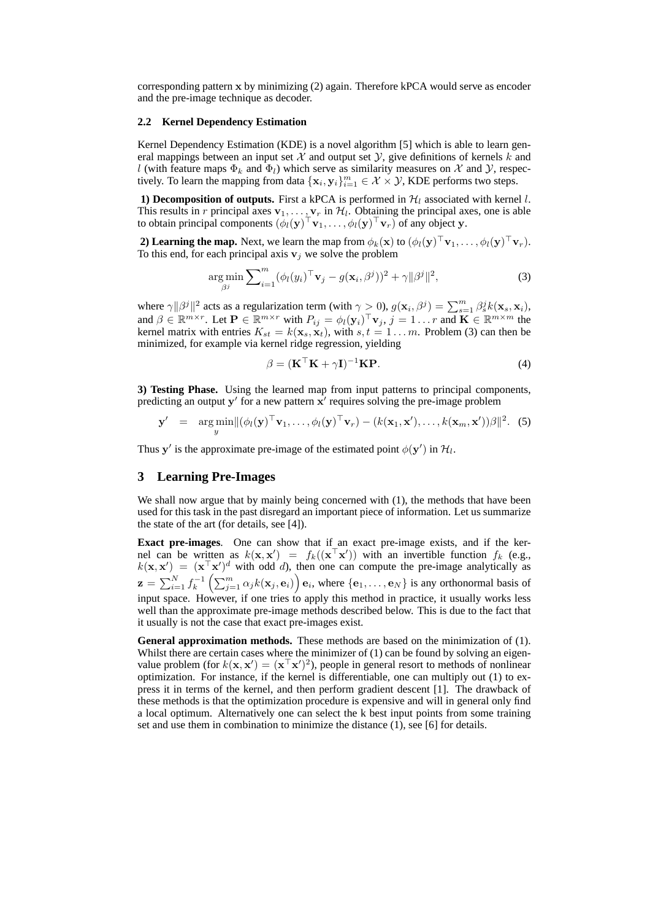corresponding pattern $\mathbf{x}$ by minimizing (2) again. Therefore kPCA would serve as encoder and the pre-image technique as decoder.

### 2.2 Kernel Dependency Estimation

Kernel Dependency Estimation (KDE) is a novel algorithm [5] which is able to learn general mappings between an input set $\mathcal{X}$ and output set $\mathcal{Y}$, give definitions of kernels $k$ and $l$ (with feature maps $\Phi_k$ and $\Phi_l$) which serve as similarity measures on $\mathcal{X}$ and $\mathcal{Y}$, respectively. To learn the mapping from data $\{\mathbf{x}_i, \mathbf{y}_i\}_{i=1}^m \in \mathcal{X} \times \mathcal{Y}$, KDE performs two steps.

**1) Decomposition of outputs.** First a kPCA is performed in $\mathcal{H}_l$ associated with kernel $l$. This results in $r$ principal axes $\mathbf{v}_1, \ldots, \mathbf{v}_r$ in $\mathcal{H}_l$. Obtaining the principal axes, one is able to obtain principal components $(\phi_l(\mathbf{y})^\top \mathbf{v}_1, \ldots, \phi_l(\mathbf{y})^\top \mathbf{v}_r)$ of any object $\mathbf{y}$.

**2) Learning the map.** Next, we learn the map from $\phi_k(\mathbf{x})$ to $(\phi_l(\mathbf{y})^\top \mathbf{v}_1, \ldots, \phi_l(\mathbf{y})^\top \mathbf{v}_r)$. To this end, for each principal axis $\mathbf{v}_j$ we solve the problem

$$\arg\min_{\beta^j} \sum_{i=1}^m (\phi_l(y_i)^\top \mathbf{v}_j - g(\mathbf{x}_i, \beta^j))^2 + \gamma \|\beta^j\|^2, \tag{3}$$

where $\gamma\|\beta^j\|^2$ acts as a regularization term (with $\gamma > 0$), $g(\mathbf{x}_i, \beta^j) = \sum_{s=1}^m \beta_s^j k(\mathbf{x}_s, \mathbf{x}_i)$, and $\beta \in \mathbb{R}^{m \times r}$. Let $\mathbf{P} \in \mathbb{R}^{m \times r}$ with $P_{ij} = \phi_l(\mathbf{y}_i)^\top \mathbf{v}_j$, $j = 1 \ldots r$ and $\mathbf{K} \in \mathbb{R}^{m \times m}$ the kernel matrix with entries $K_{st} = k(\mathbf{x}_s, \mathbf{x}_t)$, with $s, t = 1 \ldots m$. Problem (3) can then be minimized, for example via kernel ridge regression, yielding

$$\beta = (\mathbf{K}^\top \mathbf{K} + \gamma \mathbf{I})^{-1} \mathbf{K} \mathbf{P}. \tag{4}$$

**3) Testing Phase.** Using the learned map from input patterns to principal components, predicting an output $\mathbf{y}'$ for a new pattern $\mathbf{x}'$ requires solving the pre-image problem

$$\mathbf{y}' \;=\; \arg\min_{y} \|(\phi_l(\mathbf{y})^\top \mathbf{v}_1, \ldots, \phi_l(\mathbf{y})^\top \mathbf{v}_r) - (k(\mathbf{x}_1, \mathbf{x}'), \ldots, k(\mathbf{x}_m, \mathbf{x}'))\beta\|^2. \tag{5}$$

Thus $\mathbf{y}'$ is the approximate pre-image of the estimated point $\phi(\mathbf{y}')$ in $\mathcal{H}_l$.

## 3 Learning Pre-Images

We shall now argue that by mainly being concerned with (1), the methods that have been used for this task in the past disregard an important piece of information. Let us summarize the state of the art (for details, see [4]).

**Exact pre-images**. One can show that if an exact pre-image exists, and if the kernel can be written as $k(\mathbf{x}, \mathbf{x}') = f_k((\mathbf{x}^\top \mathbf{x}'))$ with an invertible function $f_k$ (e.g., $k(\mathbf{x}, \mathbf{x}') = (\mathbf{x}^\top \mathbf{x}')^d$ with odd $d$), then one can compute the pre-image analytically as $\mathbf{z} = \sum_{i=1}^N f_k^{-1}\left(\sum_{j=1}^m \alpha_j k(\mathbf{x}_j, \mathbf{e}_i)\right) \mathbf{e}_i$, where $\{\mathbf{e}_1, \ldots, \mathbf{e}_N\}$ is any orthonormal basis of input space. However, if one tries to apply this method in practice, it usually works less well than the approximate pre-image methods described below. This is due to the fact that it usually is not the case that exact pre-images exist.

**General approximation methods.** These methods are based on the minimization of (1). Whilst there are certain cases where the minimizer of (1) can be found by solving an eigenvalue problem (for $k(\mathbf{x}, \mathbf{x}') = (\mathbf{x}^\top \mathbf{x}')^2$), people in general resort to methods of nonlinear optimization. For instance, if the kernel is differentiable, one can multiply out (1) to express it in terms of the kernel, and then perform gradient descent [1]. The drawback of these methods is that the optimization procedure is expensive and will in general only find a local optimum. Alternatively one can select the k best input points from some training set and use them in combination to minimize the distance (1), see [6] for details.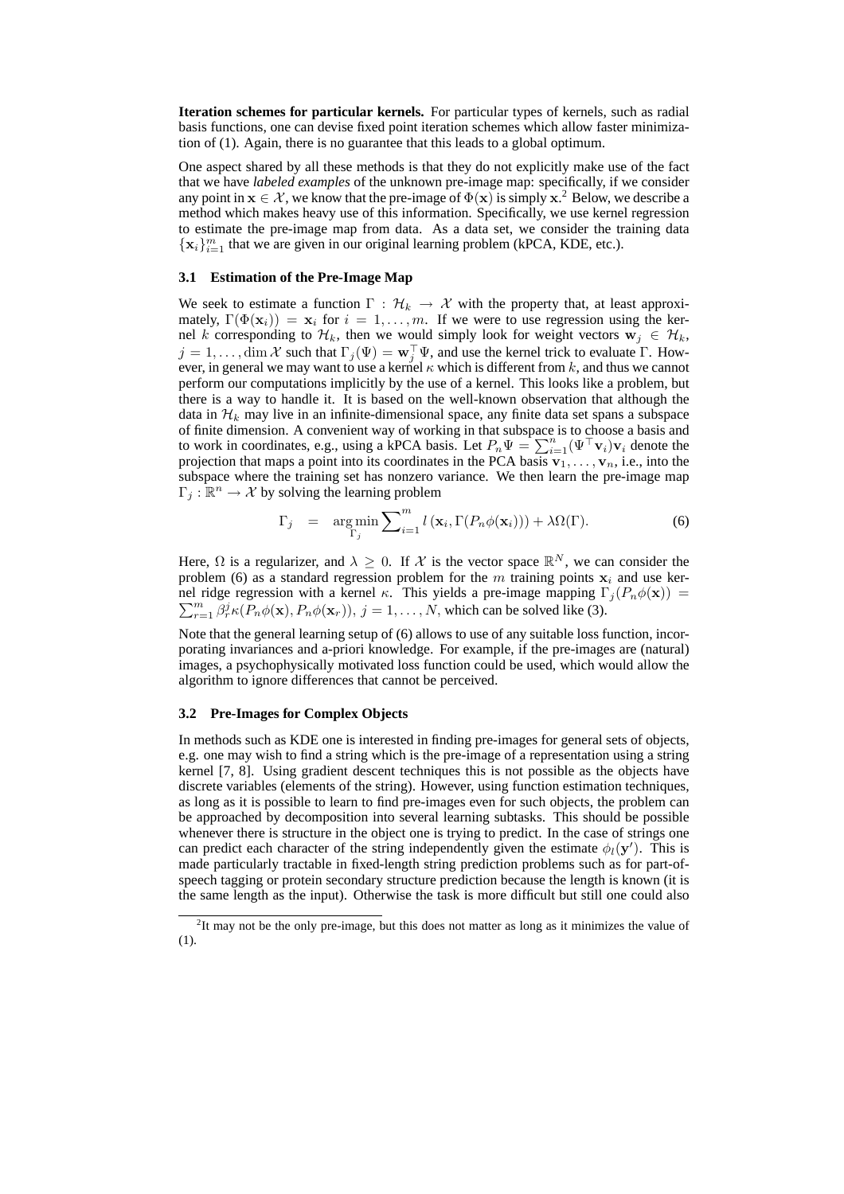**Iteration schemes for particular kernels.** For particular types of kernels, such as radial basis functions, one can devise fixed point iteration schemes which allow faster minimization of (1). Again, there is no guarantee that this leads to a global optimum.

One aspect shared by all these methods is that they do not explicitly make use of the fact that we have *labeled examples* of the unknown pre-image map: specifically, if we consider any point in $\mathbf{x} \in \mathcal{X}$, we know that the pre-image of $\Phi(\mathbf{x})$ is simply $\mathbf{x}$.[2] Below, we describe a method which makes heavy use of this information. Specifically, we use kernel regression to estimate the pre-image map from data. As a data set, we consider the training data $\{\mathbf{x}_i\}_{i=1}^m$ that we are given in our original learning problem (kPCA, KDE, etc.).

### 3.1 Estimation of the Pre-Image Map

We seek to estimate a function $\Gamma : \mathcal{H}_k \rightarrow \mathcal{X}$ with the property that, at least approximately, $\Gamma(\Phi(\mathbf{x}_i)) = \mathbf{x}_i$ for $i = 1, \ldots, m$. If we were to use regression using the kernel $k$ corresponding to $\mathcal{H}_k$, then we would simply look for weight vectors $\mathbf{w}_j \in \mathcal{H}_k$, $j = 1, \ldots, \dim \mathcal{X}$ such that $\Gamma_j(\Psi) = \mathbf{w}_j^\top \Psi$, and use the kernel trick to evaluate $\Gamma$. However, in general we may want to use a kernel $\kappa$ which is different from $k$, and thus we cannot perform our computations implicitly by the use of a kernel. This looks like a problem, but there is a way to handle it. It is based on the well-known observation that although the data in $\mathcal{H}_k$ may live in an infinite-dimensional space, any finite data set spans a subspace of finite dimension. A convenient way of working in that subspace is to choose a basis and to work in coordinates, e.g., using a kPCA basis. Let $P_n\Psi = \sum_{i=1}^n (\Psi^\top \mathbf{v}_i)\mathbf{v}_i$ denote the projection that maps a point into its coordinates in the PCA basis $\mathbf{v}_1, \ldots, \mathbf{v}_n$, i.e., into the subspace where the training set has nonzero variance. We then learn the pre-image map $\Gamma_j : \mathbb{R}^n \rightarrow \mathcal{X}$ by solving the learning problem

$$\Gamma_j \quad = \quad \underset{\Gamma_j}{\arg\min} \sum\nolimits_{i=1}^m l\left(\mathbf{x}_i, \Gamma(P_n\phi(\mathbf{x}_i))\right) + \lambda\Omega(\Gamma). \tag{6}$$

Here, $\Omega$ is a regularizer, and $\lambda \geq 0$. If $\mathcal{X}$ is the vector space $\mathbb{R}^N$, we can consider the problem (6) as a standard regression problem for the $m$ training points $\mathbf{x}_i$ and use kernel ridge regression with a kernel $\kappa$. This yields a pre-image mapping $\Gamma_j(P_n\phi(\mathbf{x})) = \sum_{r=1}^m \beta_r^j \kappa(P_n\phi(\mathbf{x}), P_n\phi(\mathbf{x}_r))$, $j = 1, \ldots, N$, which can be solved like (3).

Note that the general learning setup of (6) allows to use of any suitable loss function, incorporating invariances and a-priori knowledge. For example, if the pre-images are (natural) images, a psychophysically motivated loss function could be used, which would allow the algorithm to ignore differences that cannot be perceived.

### 3.2 Pre-Images for Complex Objects

In methods such as KDE one is interested in finding pre-images for general sets of objects, e.g. one may wish to find a string which is the pre-image of a representation using a string kernel [7, 8]. Using gradient descent techniques this is not possible as the objects have discrete variables (elements of the string). However, using function estimation techniques, as long as it is possible to learn to find pre-images even for such objects, the problem can be approached by decomposition into several learning subtasks. This should be possible whenever there is structure in the object one is trying to predict. In the case of strings one can predict each character of the string independently given the estimate $\phi_l(\mathbf{y}')$. This is made particularly tractable in fixed-length string prediction problems such as for part-of-speech tagging or protein secondary structure prediction because the length is known (it is the same length as the input). Otherwise the task is more difficult but still one could also

[2] It may not be the only pre-image, but this does not matter as long as it minimizes the value of (1).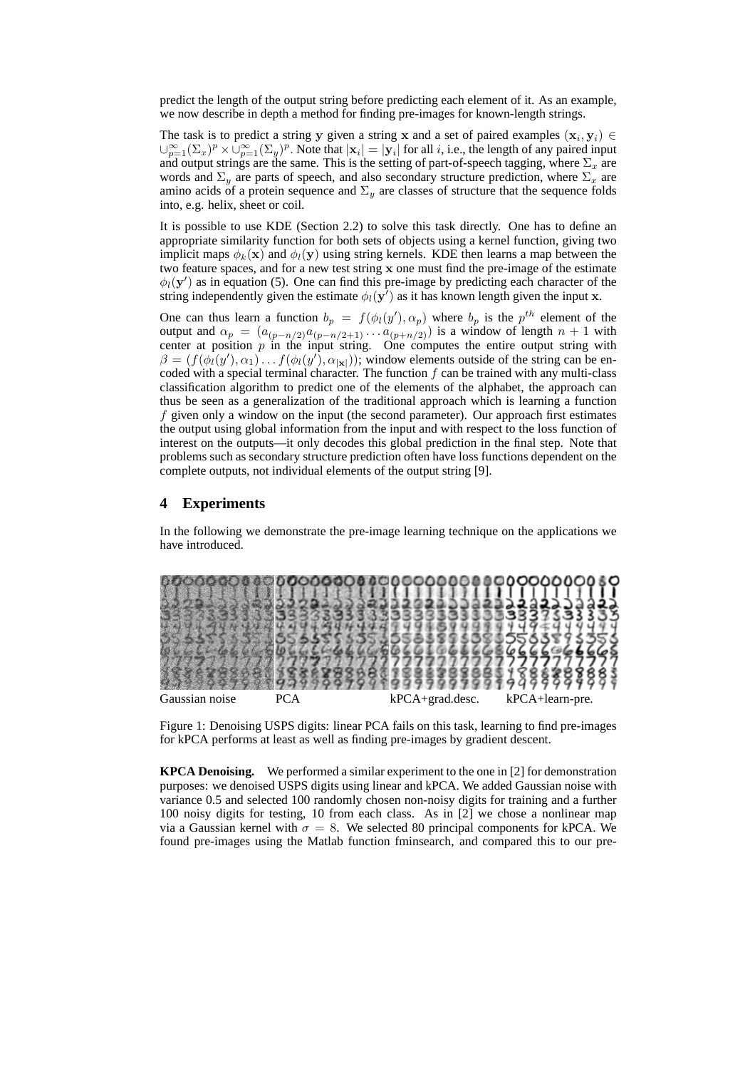predict the length of the output string before predicting each element of it. As an example, we now describe in depth a method for finding pre-images for known-length strings.

The task is to predict a string $\mathbf{y}$ given a string $\mathbf{x}$ and a set of paired examples $(\mathbf{x}_i, \mathbf{y}_i) \in \cup_{p=1}^{\infty}(\Sigma_x)^p \times \cup_{p=1}^{\infty}(\Sigma_y)^p$. Note that $|\mathbf{x}_i| = |\mathbf{y}_i|$ for all $i$, i.e., the length of any paired input and output strings are the same. This is the setting of part-of-speech tagging, where $\Sigma_x$ are words and $\Sigma_y$ are parts of speech, and also secondary structure prediction, where $\Sigma_x$ are amino acids of a protein sequence and $\Sigma_y$ are classes of structure that the sequence folds into, e.g. helix, sheet or coil.

It is possible to use KDE (Section 2.2) to solve this task directly. One has to define an appropriate similarity function for both sets of objects using a kernel function, giving two implicit maps $\phi_k(\mathbf{x})$ and $\phi_l(\mathbf{y})$ using string kernels. KDE then learns a map between the two feature spaces, and for a new test string $\mathbf{x}$ one must find the pre-image of the estimate $\phi_l(\mathbf{y}')$ as in equation (5). One can find this pre-image by predicting each character of the string independently given the estimate $\phi_l(\mathbf{y}')$ as it has known length given the input $\mathbf{x}$.

One can thus learn a function $b_p = f(\phi_l(y'), \alpha_p)$ where $b_p$ is the $p^{th}$ element of the output and $\alpha_p = (a_{(p-n/2)}a_{(p-n/2+1)} \dots a_{(p+n/2)})$ is a window of length $n+1$ with center at position $p$ in the input string. One computes the entire output string with $\beta = (f(\phi_l(y'), \alpha_1) \dots f(\phi_l(y'), \alpha_{|\mathbf{x}|}))$; window elements outside of the string can be encoded with a special terminal character. The function $f$ can be trained with any multi-class classification algorithm to predict one of the elements of the alphabet, the approach can thus be seen as a generalization of the traditional approach which is learning a function $f$ given only a window on the input (the second parameter). Our approach first estimates the output using global information from the input and with respect to the loss function of interest on the outputs—it only decodes this global prediction in the final step. Note that problems such as secondary structure prediction often have loss functions dependent on the complete outputs, not individual elements of the output string [9].

## 4 Experiments

In the following we demonstrate the pre-image learning technique on the applications we have introduced.

Gaussian noise PCA kPCA+grad.desc. kPCA+learn-pre.

Figure 1: Denoising USPS digits: linear PCA fails on this task, learning to find pre-images for kPCA performs at least as well as finding pre-images by gradient descent.

**KPCA Denoising.** We performed a similar experiment to the one in [2] for demonstration purposes: we denoised USPS digits using linear and kPCA. We added Gaussian noise with variance 0.5 and selected 100 randomly chosen non-noisy digits for training and a further 100 noisy digits for testing, 10 from each class. As in [2] we chose a nonlinear map via a Gaussian kernel with $\sigma = 8$. We selected 80 principal components for kPCA. We found pre-images using the Matlab function fminsearch, and compared this to our pre-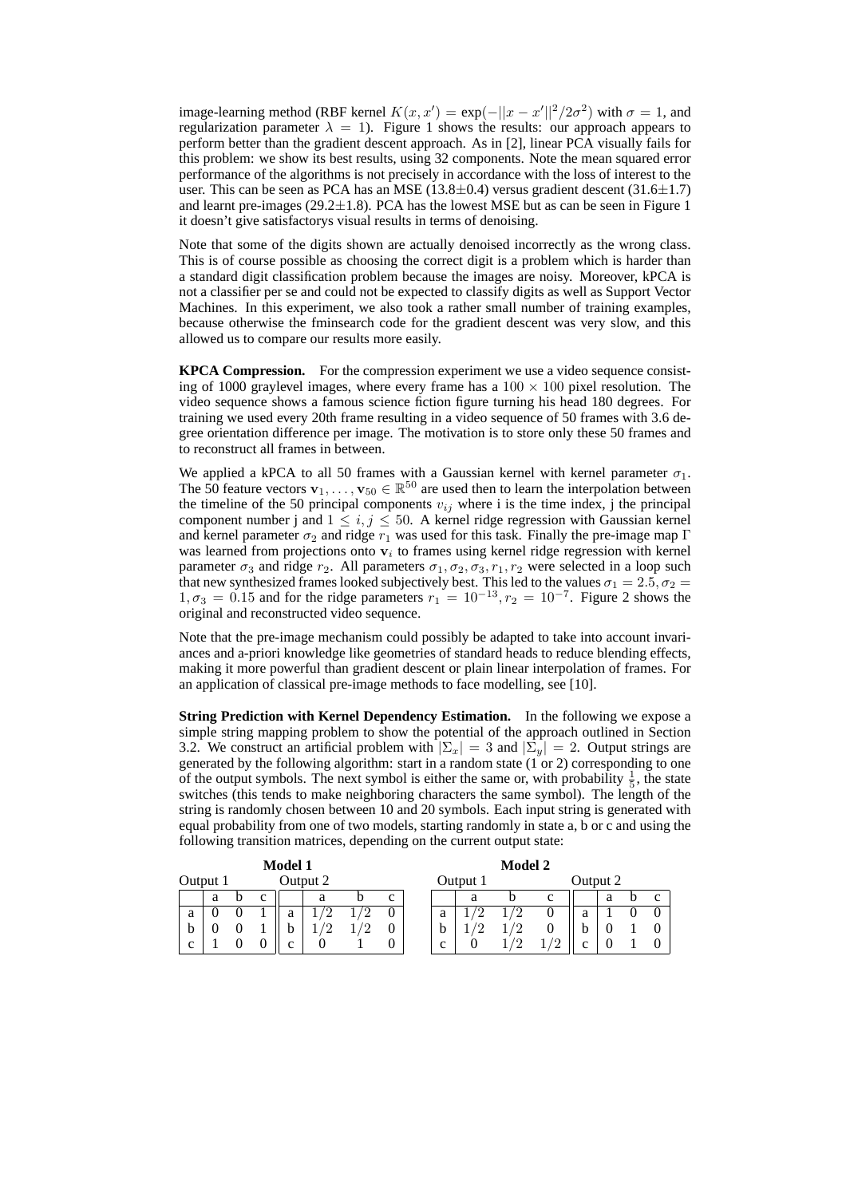image-learning method (RBF kernel $K(x, x') = \exp(-||x - x'||^2/2\sigma^2)$ with $\sigma = 1$, and regularization parameter $\lambda = 1$). Figure 1 shows the results: our approach appears to perform better than the gradient descent approach. As in [2], linear PCA visually fails for this problem: we show its best results, using 32 components. Note the mean squared error performance of the algorithms is not precisely in accordance with the loss of interest to the user. This can be seen as PCA has an MSE (13.8±0.4) versus gradient descent (31.6±1.7) and learnt pre-images (29.2±1.8). PCA has the lowest MSE but as can be seen in Figure 1 it doesn't give satisfactorys visual results in terms of denoising.

Note that some of the digits shown are actually denoised incorrectly as the wrong class. This is of course possible as choosing the correct digit is a problem which is harder than a standard digit classification problem because the images are noisy. Moreover, kPCA is not a classifier per se and could not be expected to classify digits as well as Support Vector Machines. In this experiment, we also took a rather small number of training examples, because otherwise the fminsearch code for the gradient descent was very slow, and this allowed us to compare our results more easily.

**KPCA Compression.** For the compression experiment we use a video sequence consisting of 1000 graylevel images, where every frame has a $100 \times 100$ pixel resolution. The video sequence shows a famous science fiction figure turning his head 180 degrees. For training we used every 20th frame resulting in a video sequence of 50 frames with 3.6 degree orientation difference per image. The motivation is to store only these 50 frames and to reconstruct all frames in between.

We applied a kPCA to all 50 frames with a Gaussian kernel with kernel parameter $\sigma_1$. The 50 feature vectors $\mathbf{v}_1, \ldots, \mathbf{v}_{50} \in \mathbb{R}^{50}$ are used then to learn the interpolation between the timeline of the 50 principal components $v_{ij}$ where i is the time index, j the principal component number j and $1 \leq i, j \leq 50$. A kernel ridge regression with Gaussian kernel and kernel parameter $\sigma_2$ and ridge $r_1$ was used for this task. Finally the pre-image map $\Gamma$ was learned from projections onto $\mathbf{v}_i$ to frames using kernel ridge regression with kernel parameter $\sigma_3$ and ridge $r_2$. All parameters $\sigma_1, \sigma_2, \sigma_3, r_1, r_2$ were selected in a loop such that new synthesized frames looked subjectively best. This led to the values $\sigma_1 = 2.5, \sigma_2 = 1, \sigma_3 = 0.15$ and for the ridge parameters $r_1 = 10^{-13}, r_2 = 10^{-7}$. Figure 2 shows the original and reconstructed video sequence.

Note that the pre-image mechanism could possibly be adapted to take into account invariances and a-priori knowledge like geometries of standard heads to reduce blending effects, making it more powerful than gradient descent or plain linear interpolation of frames. For an application of classical pre-image methods to face modelling, see [10].

**String Prediction with Kernel Dependency Estimation.** In the following we expose a simple string mapping problem to show the potential of the approach outlined in Section 3.2. We construct an artificial problem with $|\Sigma_x| = 3$ and $|\Sigma_y| = 2$. Output strings are generated by the following algorithm: start in a random state (1 or 2) corresponding to one of the output symbols. The next symbol is either the same or, with probability $\frac{1}{5}$, the state switches (this tends to make neighboring characters the same symbol). The length of the string is randomly chosen between 10 and 20 symbols. Each input string is generated with equal probability from one of two models, starting randomly in state a, b or c and using the following transition matrices, depending on the current output state:

**Model 1**

| Output 1 | a | b | c | Output 2 | a | b | c |
|---|---|---|---|---|---|---|---|
| a | 0 | 0 | 1 | a | 1/2 | 1/2 | 0 |
| b | 0 | 0 | 1 | b | 1/2 | 1/2 | 0 |
| c | 1 | 0 | 0 | c | 0 | 1 | 0 |

**Model 2**

| Output 1 | a | b | c | Output 2 | a | b | c |
|---|---|---|---|---|---|---|---|
| a | 1/2 | 1/2 | 0 | a | 1 | 0 | 0 |
| b | 1/2 | 1/2 | 0 | b | 0 | 1 | 0 |
| c | 0 | 1/2 | 1/2 | c | 0 | 1 | 0 |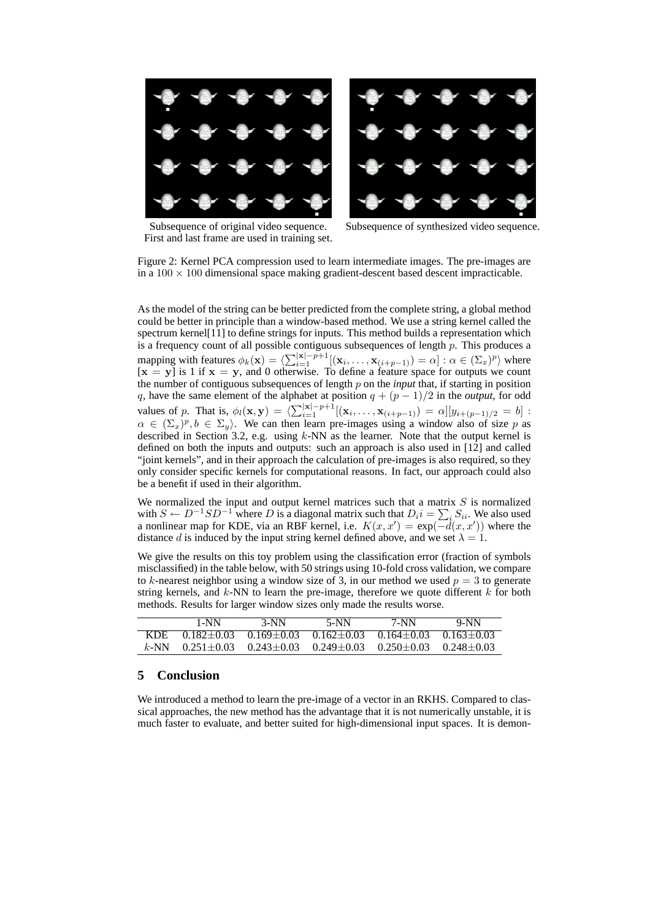Subsequence of original video sequence. First and last frame are used in training set.

Subsequence of synthesized video sequence.

Figure 2: Kernel PCA compression used to learn intermediate images. The pre-images are in a $100 \times 100$ dimensional space making gradient-descent based descent impracticable.

As the model of the string can be better predicted from the complete string, a global method could be better in principle than a window-based method. We use a string kernel called the spectrum kernel[11] to define strings for inputs. This method builds a representation which is a frequency count of all possible contiguous subsequences of length $p$. This produces a mapping with features $\phi_k(\mathbf{x}) = \langle \sum_{i=1}^{|\mathbf{x}|-p+1} [(\mathbf{x}_i, \ldots, \mathbf{x}_{(i+p-1)}) = \alpha] : \alpha \in (\Sigma_x)^p \rangle$ where $[\mathbf{x} = \mathbf{y}]$ is 1 if $\mathbf{x} = \mathbf{y}$, and 0 otherwise. To define a feature space for outputs we count the number of contiguous subsequences of length $p$ on the *input* that, if starting in position $q$, have the same element of the alphabet at position $q + (p-1)/2$ in the *output*, for odd values of $p$. That is, $\phi_l(\mathbf{x}, \mathbf{y}) = \langle \sum_{i=1}^{|\mathbf{x}|-p+1} [(\mathbf{x}_i, \ldots, \mathbf{x}_{(i+p-1)}) = \alpha][y_{i+(p-1)/2} = b] : \alpha \in (\Sigma_x)^p, b \in \Sigma_y \rangle$. We can then learn pre-images using a window also of size $p$ as described in Section 3.2, e.g. using $k$-NN as the learner. Note that the output kernel is defined on both the inputs and outputs: such an approach is also used in [12] and called "joint kernels", and in their approach the calculation of pre-images is also required, so they only consider specific kernels for computational reasons. In fact, our approach could also be a benefit if used in their algorithm.

We normalized the input and output kernel matrices such that a matrix $S$ is normalized with $S \leftarrow D^{-1} S D^{-1}$ where $D$ is a diagonal matrix such that $D_i i = \sum_i S_{ii}$. We also used a nonlinear map for KDE, via an RBF kernel, i.e. $K(x, x') = \exp(-d(x, x'))$ where the distance $d$ is induced by the input string kernel defined above, and we set $\lambda = 1$.

We give the results on this toy problem using the classification error (fraction of symbols misclassified) in the table below, with 50 strings using 10-fold cross validation, we compare to $k$-nearest neighbor using a window size of 3, in our method we used $p = 3$ to generate string kernels, and $k$-NN to learn the pre-image, therefore we quote different $k$ for both methods. Results for larger window sizes only made the results worse.

| | 1-NN | 3-NN | 5-NN | 7-NN | 9-NN |
|---|---|---|---|---|---|
| KDE | $0.182 \pm 0.03$ | $0.169 \pm 0.03$ | $0.162 \pm 0.03$ | $0.164 \pm 0.03$ | $0.163 \pm 0.03$ |
| $k$-NN | $0.251 \pm 0.03$ | $0.243 \pm 0.03$ | $0.249 \pm 0.03$ | $0.250 \pm 0.03$ | $0.248 \pm 0.03$ |

## 5 Conclusion

We introduced a method to learn the pre-image of a vector in an RKHS. Compared to classical approaches, the new method has the advantage that it is not numerically unstable, it is much faster to evaluate, and better suited for high-dimensional input spaces. It is demon-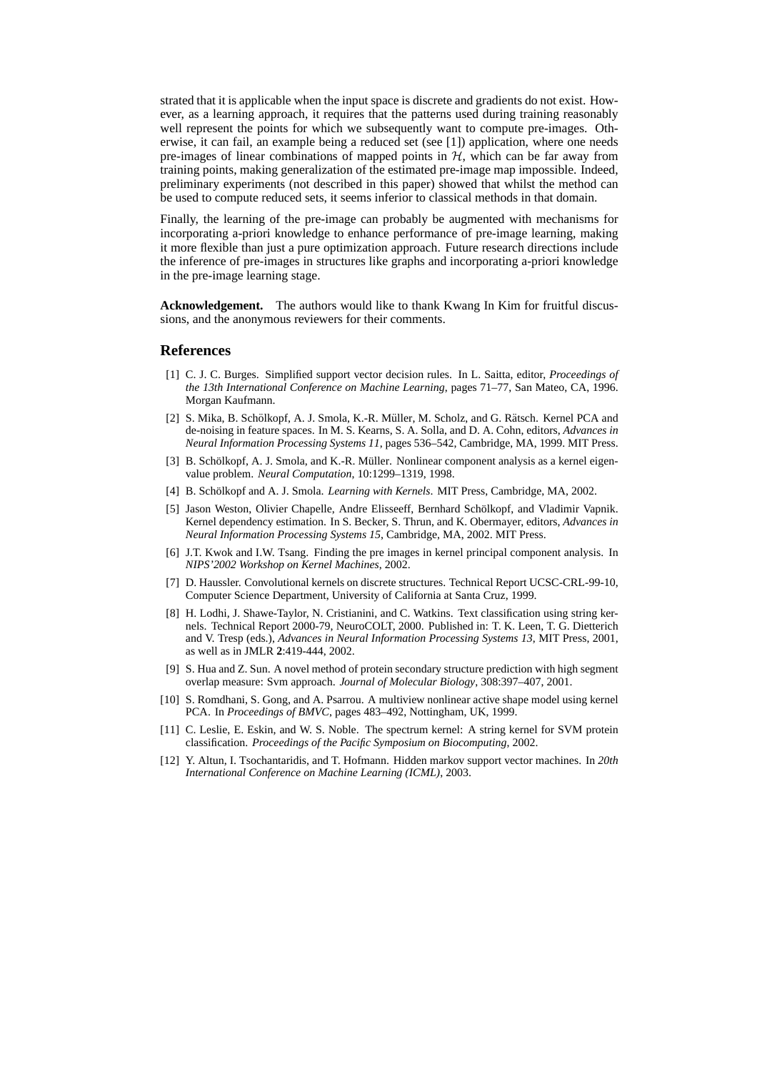strated that it is applicable when the input space is discrete and gradients do not exist. However, as a learning approach, it requires that the patterns used during training reasonably well represent the points for which we subsequently want to compute pre-images. Otherwise, it can fail, an example being a reduced set (see [1]) application, where one needs pre-images of linear combinations of mapped points in $\mathcal{H}$, which can be far away from training points, making generalization of the estimated pre-image map impossible. Indeed, preliminary experiments (not described in this paper) showed that whilst the method can be used to compute reduced sets, it seems inferior to classical methods in that domain.

Finally, the learning of the pre-image can probably be augmented with mechanisms for incorporating a-priori knowledge to enhance performance of pre-image learning, making it more flexible than just a pure optimization approach. Future research directions include the inference of pre-images in structures like graphs and incorporating a-priori knowledge in the pre-image learning stage.

**Acknowledgement.** The authors would like to thank Kwang In Kim for fruitful discussions, and the anonymous reviewers for their comments.

## References

[1] C. J. C. Burges. Simplified support vector decision rules. In L. Saitta, editor, *Proceedings of the 13th International Conference on Machine Learning*, pages 71–77, San Mateo, CA, 1996. Morgan Kaufmann.

[2] S. Mika, B. Schölkopf, A. J. Smola, K.-R. Müller, M. Scholz, and G. Rätsch. Kernel PCA and de-noising in feature spaces. In M. S. Kearns, S. A. Solla, and D. A. Cohn, editors, *Advances in Neural Information Processing Systems 11*, pages 536–542, Cambridge, MA, 1999. MIT Press.

[3] B. Schölkopf, A. J. Smola, and K.-R. Müller. Nonlinear component analysis as a kernel eigenvalue problem. *Neural Computation*, 10:1299–1319, 1998.

[4] B. Schölkopf and A. J. Smola. *Learning with Kernels*. MIT Press, Cambridge, MA, 2002.

[5] Jason Weston, Olivier Chapelle, Andre Elisseeff, Bernhard Schölkopf, and Vladimir Vapnik. Kernel dependency estimation. In S. Becker, S. Thrun, and K. Obermayer, editors, *Advances in Neural Information Processing Systems 15*, Cambridge, MA, 2002. MIT Press.

[6] J.T. Kwok and I.W. Tsang. Finding the pre images in kernel principal component analysis. In *NIPS'2002 Workshop on Kernel Machines*, 2002.

[7] D. Haussler. Convolutional kernels on discrete structures. Technical Report UCSC-CRL-99-10, Computer Science Department, University of California at Santa Cruz, 1999.

[8] H. Lodhi, J. Shawe-Taylor, N. Cristianini, and C. Watkins. Text classification using string kernels. Technical Report 2000-79, NeuroCOLT, 2000. Published in: T. K. Leen, T. G. Dietterich and V. Tresp (eds.), *Advances in Neural Information Processing Systems 13*, MIT Press, 2001, as well as in JMLR **2**:419-444, 2002.

[9] S. Hua and Z. Sun. A novel method of protein secondary structure prediction with high segment overlap measure: Svm approach. *Journal of Molecular Biology*, 308:397–407, 2001.

[10] S. Romdhani, S. Gong, and A. Psarrou. A multiview nonlinear active shape model using kernel PCA. In *Proceedings of BMVC*, pages 483–492, Nottingham, UK, 1999.

[11] C. Leslie, E. Eskin, and W. S. Noble. The spectrum kernel: A string kernel for SVM protein classification. *Proceedings of the Pacific Symposium on Biocomputing*, 2002.

[12] Y. Altun, I. Tsochantaridis, and T. Hofmann. Hidden markov support vector machines. In *20th International Conference on Machine Learning (ICML)*, 2003.